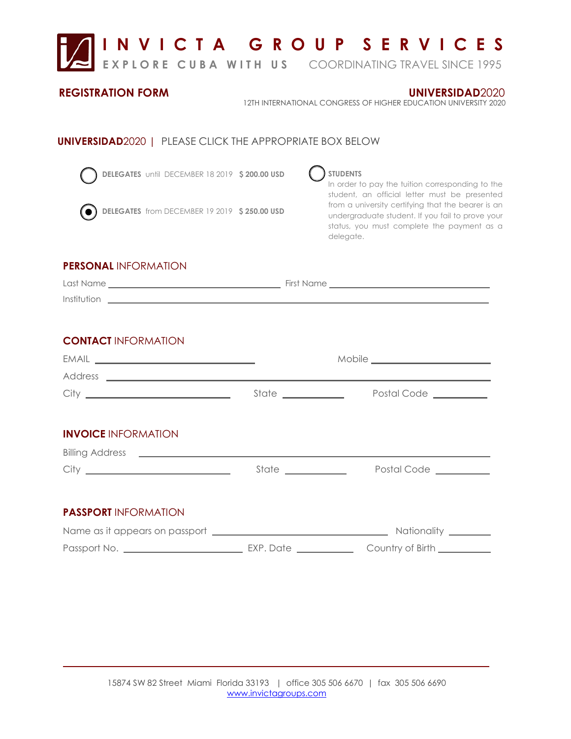# INVICTA GROUP SERVICES

**EXPLORE CUBA WITH US** COORDINATING TRAVEL SINCE 1995

## REGISTRATION FORM

**UNIVERSIDAD**2020
12TH INTERNATIONAL CONGRESS OF HIGHER EDUCATION UNIVERSITY 2020

## UNIVERSIDAD2020 | PLEASE CLICK THE APPROPRIATE BOX BELOW

- ○ **DELEGATES** until DECEMBER 18 2019 **$ 200.00 USD**
- ● **DELEGATES** from DECEMBER 19 2019 **$ 250.00 USD**
- ○ **STUDENTS**
  In order to pay the tuition corresponding to the student, an official letter must be presented from a university certifying that the bearer is an undergraduate student. If you fail to prove your status, you must complete the payment as a delegate.

### PERSONAL INFORMATION

Last Name ______________________ First Name ______________________

Institution ____________________________________________

### CONTACT INFORMATION

EMAIL ______________________ Mobile ______________________

Address ____________________________________________

City ______________ State ____________ Postal Code ____________

### INVOICE INFORMATION

Billing Address ____________________________________________

City ______________ State ____________ Postal Code ____________

### PASSPORT INFORMATION

Name as it appears on passport ______________________ Nationality ____________

Passport No. ______________ EXP. Date ____________ Country of Birth ____________

---

15874 SW 82 Street Miami Florida 33193 | office 305 506 6670 | fax 305 506 6690
www.invictagroups.com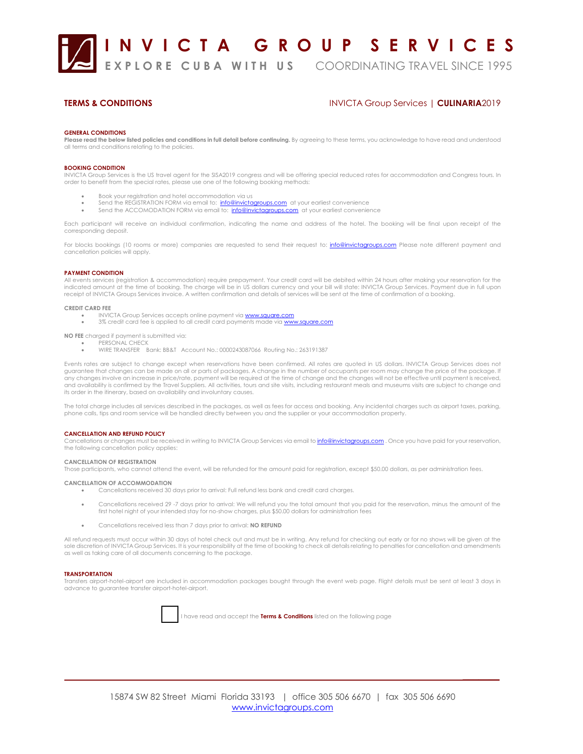# INVICTA GROUP SERVICES

EXPLORE CUBA WITH US    COORDINATING TRAVEL SINCE 1995

## TERMS & CONDITIONS

INVICTA Group Services | **CULINARIA**2019

### GENERAL CONDITIONS

**Please read the below listed policies and conditions in full detail before continuing.** By agreeing to these terms, you acknowledge to have read and understood all terms and conditions relating to the policies.

### BOOKING CONDITION

INVICTA Group Services is the US travel agent for the SISA2019 congress and will be offering special reduced rates for accommodation and Congress tours. In order to benefit from the special rates, please use one of the following booking methods:

- Book your registration and hotel accommodation via us
- Send the REGISTRATION FORM via email to: info@invictagroups.com at your earliest convenience
- Send the ACCOMODATION FORM via email to: info@invictagroups.com at your earliest convenience

Each participant will receive an individual confirmation, indicating the name and address of the hotel. The booking will be final upon receipt of the corresponding deposit.

For blocks bookings (10 rooms or more) companies are requested to send their request to: info@invictagroups.com Please note different payment and cancellation policies will apply.

### PAYMENT CONDITION

All events services (registration & accommodation) require prepayment. Your credit card will be debited within 24 hours after making your reservation for the indicated amount at the time of booking. The charge will be in US dollars currency and your bill will state: INVICTA Group Services. Payment due in full upon receipt of INVICTA Groups Services invoice. A written confirmation and details of services will be sent at the time of confirmation of a booking.

**CREDIT CARD FEE**

- INVICTA Group Services accepts online payment via www.square.com
- 3% credit card fee is applied to all credit card payments made via www.square.com

**NO FEE** charged if payment is submitted via:

- PERSONAL CHECK
- WIRE TRANSFER    Bank: BB&T    Account No.: 0000243087066  Routing No.: 263191387

Events rates are subject to change except when reservations have been confirmed. All rates are quoted in US dollars. INVICTA Group Services does not guarantee that changes can be made on all or parts of packages. A change in the number of occupants per room may change the price of the package. If any changes involve an increase in price/rate, payment will be required at the time of change and the changes will not be effective until payment is received, and availability is confirmed by the Travel Suppliers. All activities, tours and site visits, including restaurant meals and museums visits are subject to change and its order in the itinerary, based on availability and involuntary causes.

The total charge includes all services described in the packages, as well as fees for access and booking. Any incidental charges such as airport taxes, parking, phone calls, tips and room service will be handled directly between you and the supplier or your accommodation property.

### CANCELLATION AND REFUND POLICY

Cancellations or changes must be received in writing to INVICTA Group Services via email to info@invictagroups.com . Once you have paid for your reservation, the following cancellation policy applies:

**CANCELLATION OF REGISTRATION**

Those participants, who cannot attend the event, will be refunded for the amount paid for registration, except $50.00 dollars, as per administration fees.

**CANCELLATION OF ACCOMMODATION**

- Cancellations received 30 days prior to arrival: Full refund less bank and credit card charges.
- Cancellations received 29 -7 days prior to arrival: We will refund you the total amount that you paid for the reservation, minus the amount of the first hotel night of your intended stay for no-show charges, plus $50.00 dollars for administration fees
- Cancellations received less than 7 days prior to arrival: **NO REFUND**

All refund requests must occur within 30 days of hotel check out and must be in writing. Any refund for checking out early or for no shows will be given at the sole discretion of INVICTA Group Services. It is your responsibility at the time of booking to check all details relating to penalties for cancellation and amendments as well as taking care of all documents concerning to the package.

### TRANSPORTATION

Transfers airport-hotel-airport are included in accommodation packages bought through the event web page. Flight details must be sent at least 3 days in advance to guarantee transfer airport-hotel-airport.

☐ I have read and accept the **Terms & Conditions** listed on the following page

15874 SW 82 Street Miami Florida 33193 | office 305 506 6670 | fax 305 506 6690
www.invictagroups.com